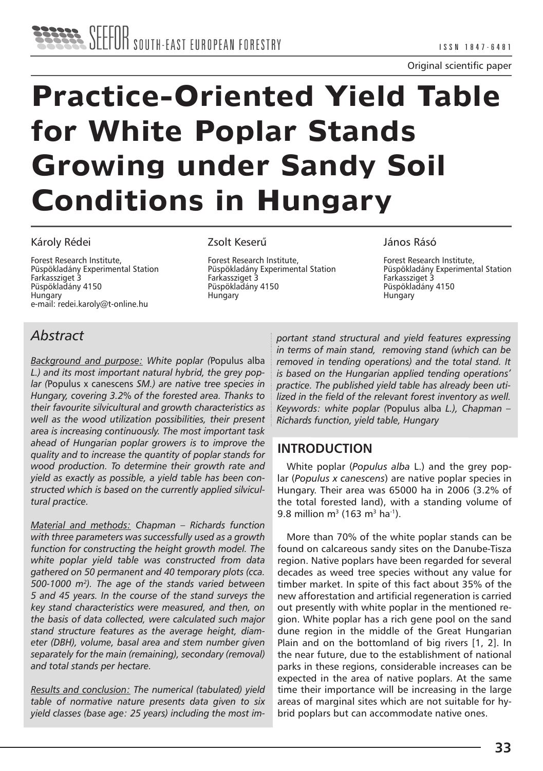Original scientific paper

# Practice-Oriented Yield Table for White Poplar Stands Growing under Sandy Soil Conditions in Hungary

Károly Rédei

Forest Research Institute,
Püspökladány Experimental Station
Farkassziget 3
Püspökladány 4150
Hungary
e-mail: redei.karoly@t-online.hu

Zsolt Keserű

Forest Research Institute,
Püspökladány Experimental Station
Farkassziget 3
Püspökladány 4150
Hungary

János Rásó

Forest Research Institute,
Püspökladány Experimental Station
Farkassziget 3
Püspökladány 4150
Hungary

## Abstract

*Background and purpose: White poplar (*Populus alba *L.) and its most important natural hybrid, the grey poplar (*Populus x canescens *SM.) are native tree species in Hungary, covering 3.2% of the forested area. Thanks to their favourite silvicultural and growth characteristics as well as the wood utilization possibilities, their present area is increasing continuously. The most important task ahead of Hungarian poplar growers is to improve the quality and to increase the quantity of poplar stands for wood production. To determine their growth rate and yield as exactly as possible, a yield table has been constructed which is based on the currently applied silvicultural practice.*

*Material and methods: Chapman – Richards function with three parameters was successfully used as a growth function for constructing the height growth model. The white poplar yield table was constructed from data gathered on 50 permanent and 40 temporary plots (cca. 500-1000 m$^2$). The age of the stands varied between 5 and 45 years. In the course of the stand surveys the key stand characteristics were measured, and then, on the basis of data collected, were calculated such major stand structure features as the average height, diameter (DBH), volume, basal area and stem number given separately for the main (remaining), secondary (removal) and total stands per hectare.*

*Results and conclusion: The numerical (tabulated) yield table of normative nature presents data given to six yield classes (base age: 25 years) including the most important stand structural and yield features expressing in terms of main stand, removing stand (which can be removed in tending operations) and the total stand. It is based on the Hungarian applied tending operations' practice. The published yield table has already been utilized in the field of the relevant forest inventory as well.*

*Keywords: white poplar (*Populus alba *L.), Chapman – Richards function, yield table, Hungary*

## INTRODUCTION

White poplar (*Populus alba* L.) and the grey poplar (*Populus x canescens*) are native poplar species in Hungary. Their area was 65000 ha in 2006 (3.2% of the total forested land), with a standing volume of 9.8 million m$^3$ (163 m$^3$ ha$^{-1}$).

More than 70% of the white poplar stands can be found on calcareous sandy sites on the Danube-Tisza region. Native poplars have been regarded for several decades as weed tree species without any value for timber market. In spite of this fact about 35% of the new afforestation and artificial regeneration is carried out presently with white poplar in the mentioned region. White poplar has a rich gene pool on the sand dune region in the middle of the Great Hungarian Plain and on the bottomland of big rivers [1, 2]. In the near future, due to the establishment of national parks in these regions, considerable increases can be expected in the area of native poplars. At the same time their importance will be increasing in the large areas of marginal sites which are not suitable for hybrid poplars but can accommodate native ones.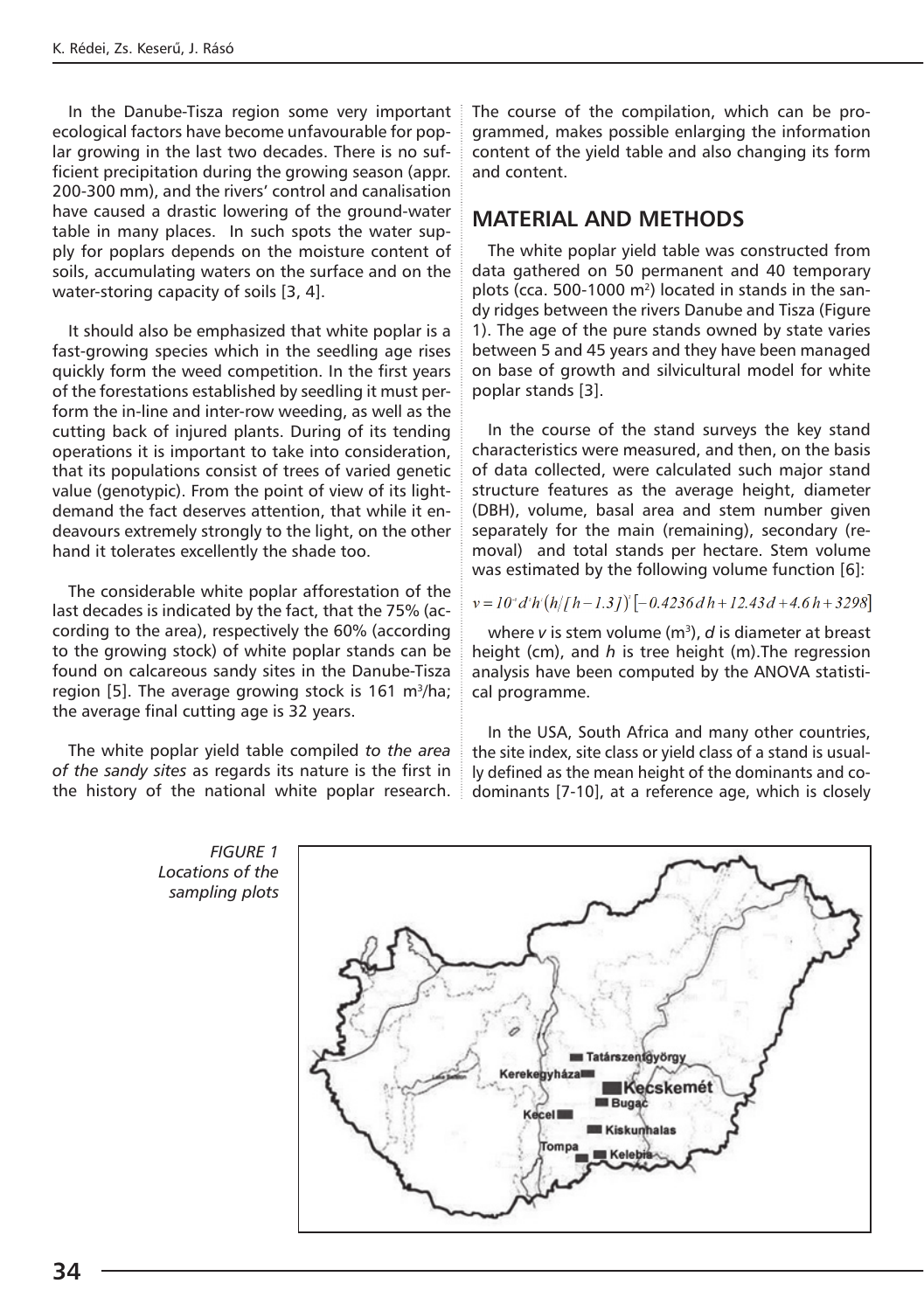In the Danube-Tisza region some very important ecological factors have become unfavourable for poplar growing in the last two decades. There is no sufficient precipitation during the growing season (appr. 200-300 mm), and the rivers' control and canalisation have caused a drastic lowering of the ground-water table in many places. In such spots the water supply for poplars depends on the moisture content of soils, accumulating waters on the surface and on the water-storing capacity of soils [3, 4].

It should also be emphasized that white poplar is a fast-growing species which in the seedling age rises quickly form the weed competition. In the first years of the forestations established by seedling it must perform the in-line and inter-row weeding, as well as the cutting back of injured plants. During of its tending operations it is important to take into consideration, that its populations consist of trees of varied genetic value (genotypic). From the point of view of its light-demand the fact deserves attention, that while it endeavours extremely strongly to the light, on the other hand it tolerates excellently the shade too.

The considerable white poplar afforestation of the last decades is indicated by the fact, that the 75% (according to the area), respectively the 60% (according to the growing stock) of white poplar stands can be found on calcareous sandy sites in the Danube-Tisza region [5]. The average growing stock is 161 m$^3$/ha; the average final cutting age is 32 years.

The white poplar yield table compiled *to the area of the sandy sites* as regards its nature is the first in the history of the national white poplar research. The course of the compilation, which can be programmed, makes possible enlarging the information content of the yield table and also changing its form and content.

## MATERIAL AND METHODS

The white poplar yield table was constructed from data gathered on 50 permanent and 40 temporary plots (cca. 500-1000 m$^2$) located in stands in the sandy ridges between the rivers Danube and Tisza (Figure 1). The age of the pure stands owned by state varies between 5 and 45 years and they have been managed on base of growth and silvicultural model for white poplar stands [3].

In the course of the stand surveys the key stand characteristics were measured, and then, on the basis of data collected, were calculated such major stand structure features as the average height, diameter (DBH), volume, basal area and stem number given separately for the main (remaining), secondary (removal) and total stands per hectare. Stem volume was estimated by the following volume function [6]:

$$v = 10^{-8} d^{2} h \left(h/[h-1.3]\right)^{2} \left[-0.4236\, d\, h + 12.43\, d + 4.6\, h + 3298\right]$$

where $v$ is stem volume (m$^3$), $d$ is diameter at breast height (cm), and $h$ is tree height (m).The regression analysis have been computed by the ANOVA statistical programme.

In the USA, South Africa and many other countries, the site index, site class or yield class of a stand is usually defined as the mean height of the dominants and co-dominants [7-10], at a reference age, which is closely

*FIGURE 1*
*Locations of the sampling plots*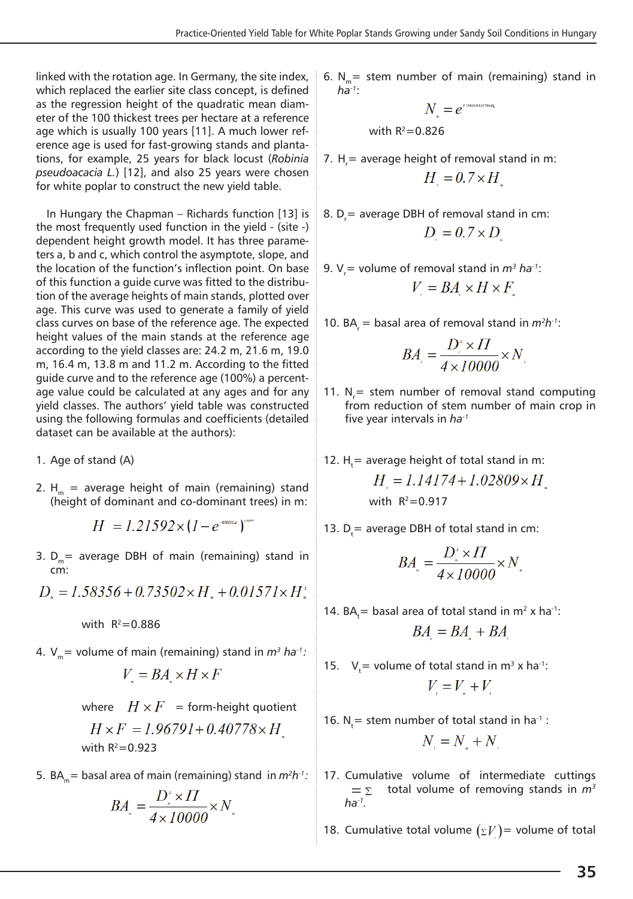linked with the rotation age. In Germany, the site index, which replaced the earlier site class concept, is defined as the regression height of the quadratic mean diameter of the 100 thickest trees per hectare at a reference age which is usually 100 years [11]. A much lower reference age is used for fast-growing stands and plantations, for example, 25 years for black locust (*Robinia pseudoacacia L.*) [12], and also 25 years were chosen for white poplar to construct the new yield table.

In Hungary the Chapman – Richards function [13] is the most frequently used function in the yield - (site -) dependent height growth model. It has three parameters a, b and c, which control the asymptote, slope, and the location of the function's inflection point. On base of this function a guide curve was fitted to the distribution of the average heights of main stands, plotted over age. This curve was used to generate a family of yield class curves on base of the reference age. The expected height values of the main stands at the reference age according to the yield classes are: 24.2 m, 21.6 m, 19.0 m, 16.4 m, 13.8 m and 11.2 m. According to the fitted guide curve and to the reference age (100%) a percentage value could be calculated at any ages and for any yield classes. The authors' yield table was constructed using the following formulas and coefficients (detailed dataset can be available at the authors):

1. Age of stand (A)
2. $H_m$ = average height of main (remaining) stand (height of dominant and co-dominant trees) in m:

$$H_m = 1.21592 \times (1 - e^{-0.08216A})^{1.0324}$$

3. $D_m$= average DBH of main (remaining) stand in cm:

$$D_m = 1.58356 + 0.73502 \times H_m + 0.01571 \times H_m^2$$

with $R^2$=0.886

4. $V_m$= volume of main (remaining) stand in $m^3\ ha^{-1}$:

$$V_m = BA_m \times H \times F$$

where $H \times F$ = form-height quotient

$$H \times F = 1.96791 + 0.40778 \times H_m$$

with $R^2$=0.923

5. $BA_m$= basal area of main (remaining) stand in $m^2h^{-1}$:

$$BA_m = \frac{D_m^2 \times \Pi}{4 \times 10000} \times N_m$$

6. $N_m$= stem number of main (remaining) stand in $ha^{-1}$:

$$N_m = e^{7.73423 - 0.53175 \ln D_m}$$

with $R^2$=0.826

7. $H_r$= average height of removal stand in m:

$$H_r = 0.7 \times H_m$$

8. $D_r$= average DBH of removal stand in cm:

$$D_r = 0.7 \times D_m$$

9. $V_r$= volume of removal stand in $m^3\ ha^{-1}$:

$$V_r = BA_r \times H \times F_m$$

10. $BA_r$ = basal area of removal stand in $m^2h^{-1}$:

$$BA_r = \frac{D_r^2 \times \Pi}{4 \times 10000} \times N_r$$

11. $N_r$= stem number of removal stand computing from reduction of stem number of main crop in five year intervals in $ha^{-1}$

12. $H_t$= average height of total stand in m:

$$H_t = 1.14174 + 1.02809 \times H_m$$

with $R^2$=0.917

13. $D_t$= average DBH of total stand in cm:

$$BA_m = \frac{D_m^2 \times \Pi}{4 \times 10000} \times N_m$$

14. $BA_t$= basal area of total stand in $m^2$ x $ha^{-1}$:

$$BA_t = BA_m + BA_r$$

15. $V_t$= volume of total stand in $m^3$ x $ha^{-1}$:

$$V_t = V_m + V_r$$

16. $N_t$= stem number of total stand in $ha^{-1}$ :

$$N_t = N_m + N_r$$

17. Cumulative volume of intermediate cuttings $= \Sigma$ total volume of removing stands in $m^3\ ha^{-1}$.

18. Cumulative total volume $(\Sigma V_t)$= volume of total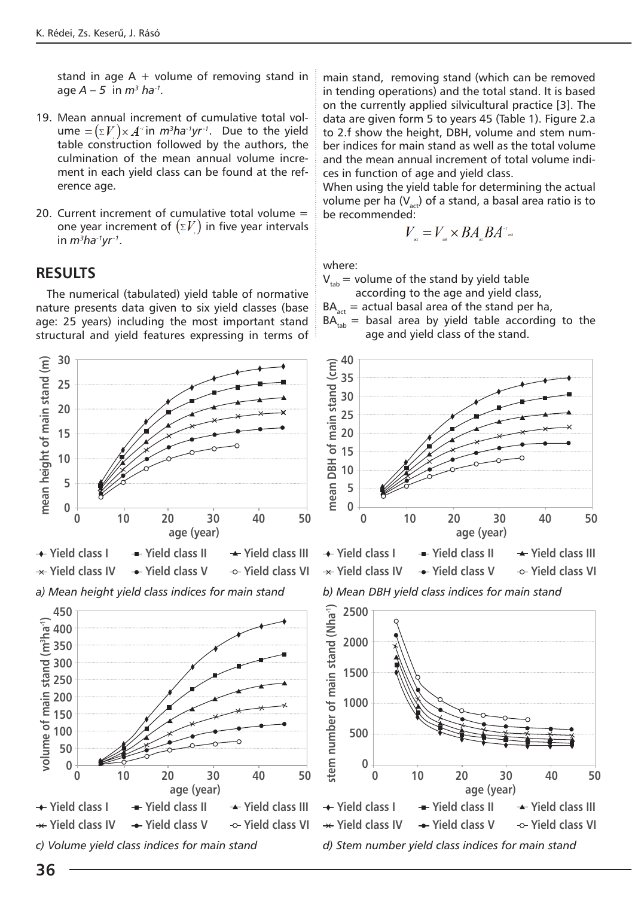stand in age A + volume of removing stand in age *A – 5* in *m³ ha⁻¹*.

19. Mean annual increment of cumulative total volume $= (\Sigma V_i) \times A^{-1}$ in $m^3ha^{-1}yr^{-1}$. Due to the yield table construction followed by the authors, the culmination of the mean annual volume increment in each yield class can be found at the reference age.

20. Current increment of cumulative total volume = one year increment of $(\Sigma V_i)$ in five year intervals in $m^3ha^{-1}yr^{-1}$.

## RESULTS

The numerical (tabulated) yield table of normative nature presents data given to six yield classes (base age: 25 years) including the most important stand structural and yield features expressing in terms of main stand, removing stand (which can be removed in tending operations) and the total stand. It is based on the currently applied silvicultural practice [3]. The data are given form 5 to years 45 (Table 1). Figure 2.a to 2.f show the height, DBH, volume and stem number indices for main stand as well as the total volume and the mean annual increment of total volume indices in function of age and yield class.

When using the yield table for determining the actual volume per ha ($V_{act}$) of a stand, a basal area ratio is to be recommended:

$$V_{act} = V_{tab} \times BA_{act} BA^{-1}_{tab}$$

where:

$V_{tab}$ = volume of the stand by yield table according to the age and yield class,

$BA_{act}$ = actual basal area of the stand per ha,

$BA_{tab}$ = basal area by yield table according to the age and yield class of the stand.

*a) Mean height yield class indices for main stand*

*b) Mean DBH yield class indices for main stand*

*c) Volume yield class indices for main stand*

*d) Stem number yield class indices for main stand*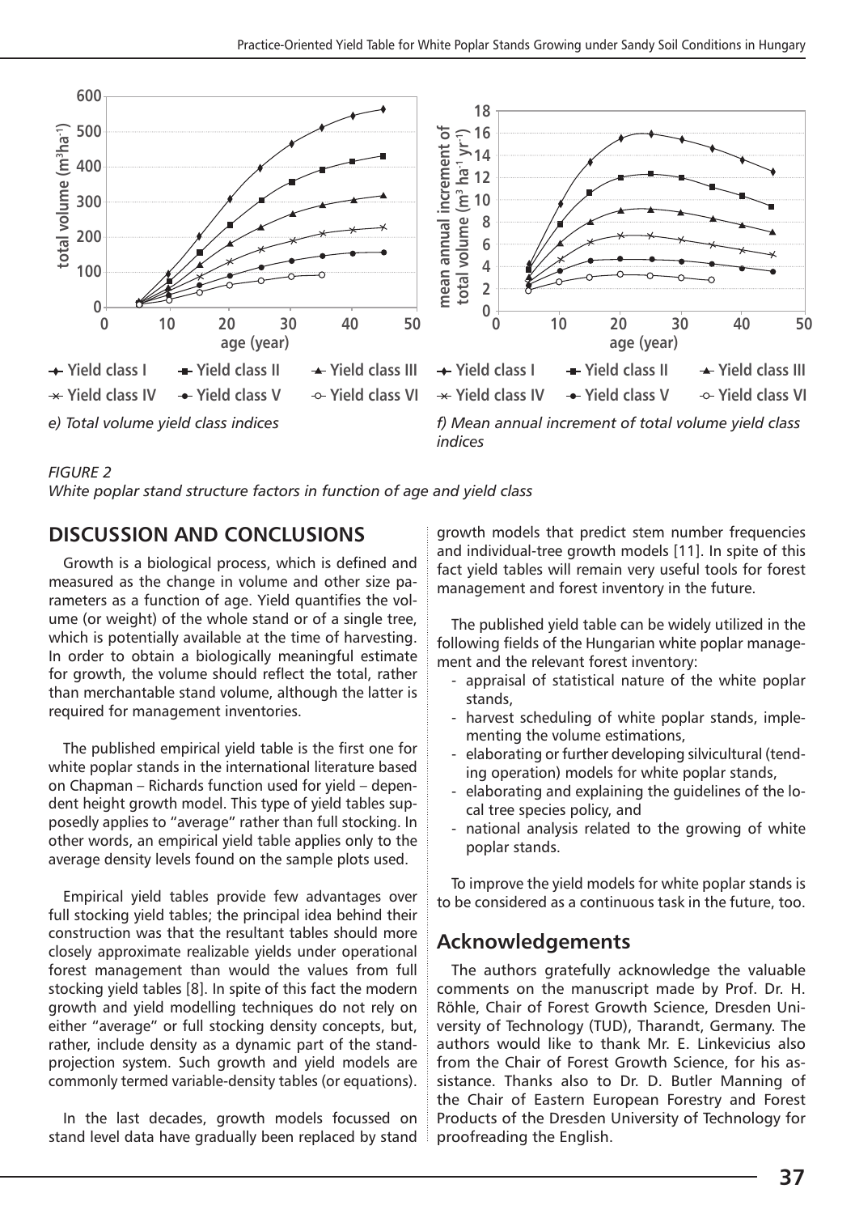e) Total volume yield class indices

f) Mean annual increment of total volume yield class indices

*FIGURE 2*
*White poplar stand structure factors in function of age and yield class*

## DISCUSSION AND CONCLUSIONS

Growth is a biological process, which is defined and measured as the change in volume and other size parameters as a function of age. Yield quantifies the volume (or weight) of the whole stand or of a single tree, which is potentially available at the time of harvesting. In order to obtain a biologically meaningful estimate for growth, the volume should reflect the total, rather than merchantable stand volume, although the latter is required for management inventories.

The published empirical yield table is the first one for white poplar stands in the international literature based on Chapman – Richards function used for yield – dependent height growth model. This type of yield tables supposedly applies to "average" rather than full stocking. In other words, an empirical yield table applies only to the average density levels found on the sample plots used.

Empirical yield tables provide few advantages over full stocking yield tables; the principal idea behind their construction was that the resultant tables should more closely approximate realizable yields under operational forest management than would the values from full stocking yield tables [8]. In spite of this fact the modern growth and yield modelling techniques do not rely on either "average" or full stocking density concepts, but, rather, include density as a dynamic part of the stand-projection system. Such growth and yield models are commonly termed variable-density tables (or equations).

In the last decades, growth models focussed on stand level data have gradually been replaced by stand growth models that predict stem number frequencies and individual-tree growth models [11]. In spite of this fact yield tables will remain very useful tools for forest management and forest inventory in the future.

The published yield table can be widely utilized in the following fields of the Hungarian white poplar management and the relevant forest inventory:

- appraisal of statistical nature of the white poplar stands,
- harvest scheduling of white poplar stands, implementing the volume estimations,
- elaborating or further developing silvicultural (tending operation) models for white poplar stands,
- elaborating and explaining the guidelines of the local tree species policy, and
- national analysis related to the growing of white poplar stands.

To improve the yield models for white poplar stands is to be considered as a continuous task in the future, too.

## Acknowledgements

The authors gratefully acknowledge the valuable comments on the manuscript made by Prof. Dr. H. Röhle, Chair of Forest Growth Science, Dresden University of Technology (TUD), Tharandt, Germany. The authors would like to thank Mr. E. Linkevicius also from the Chair of Forest Growth Science, for his assistance. Thanks also to Dr. D. Butler Manning of the Chair of Eastern European Forestry and Forest Products of the Dresden University of Technology for proofreading the English.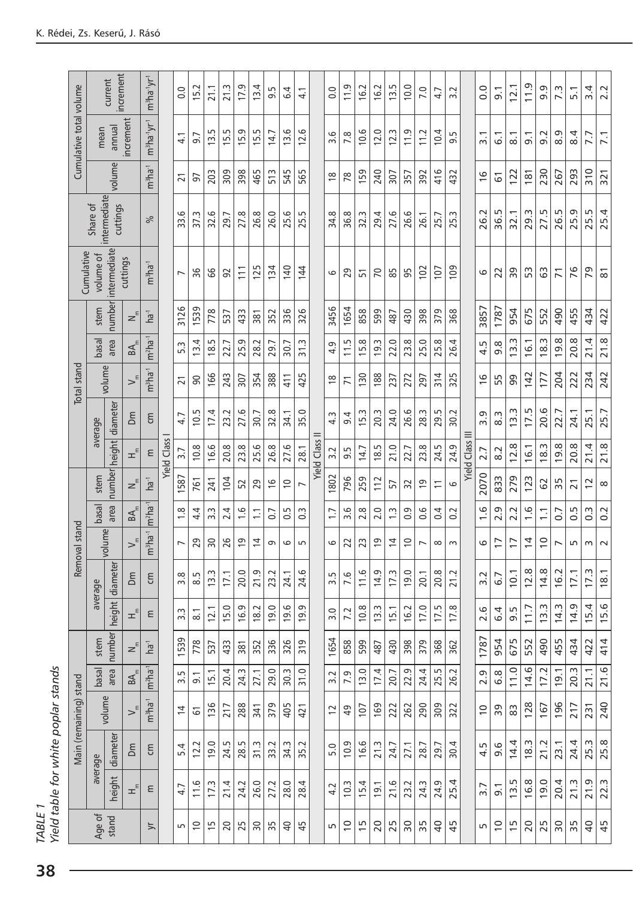*TABLE 1*
*Yield table for white poplar stands*

| Age of stand | Main (remaining) stand | | | | | Removal stand | | | | | Total stand | | | | | Cumulative volume of intermediate cuttings | Share of intermediate cuttings | Cumulative total volume | | |
|---|---|---|---|---|---|---|---|---|---|---|---|---|---|---|---|---|---|---|---|---|
| | average height | average diameter | volume | basal area | stem number | average height | average diameter | volume | basal area | stem number | average height | average diameter | volume | basal area | stem number | | | volume | mean annual increment | current increment |
| | $H_m$ | Dm | $V_m$ | $BA_m$ | $N_m$ | $H_m$ | Dm | $V_m$ | $BA_m$ | $N_m$ | $H_m$ | Dm | $V_m$ | $BA_m$ | $N_m$ | | | | | |
| yr | m | cm | m³ha⁻¹ | m²ha⁻¹ | ha⁻¹ | m | cm | m³ha⁻¹ | m²ha⁻¹ | ha⁻¹ | m | cm | m³ha⁻¹ | m²ha⁻¹ | ha⁻¹ | m³ha⁻¹ | % | m³ha⁻¹ | m³ha⁻¹yr⁻¹ | m³ha⁻¹yr⁻¹ |
| | | | | | | | | | | | **Yield Class I** | | | | | | | | | |
| 5 | 4.7 | 5.4 | 14 | 3.5 | 1539 | 3.3 | 3.8 | 7 | 1.8 | 1587 | 3.7 | 4.7 | 21 | 5.3 | 3126 | 7 | 33.6 | 21 | 4.1 | 0.0 |
| 10 | 11.6 | 12.2 | 61 | 9.1 | 778 | 8.1 | 8.5 | 29 | 4.4 | 761 | 10.8 | 10.5 | 90 | 13.4 | 1539 | 36 | 37.3 | 97 | 9.7 | 15.2 |
| 15 | 17.3 | 19.0 | 136 | 15.1 | 537 | 12.1 | 13.3 | 30 | 3.3 | 241 | 16.6 | 17.4 | 166 | 18.5 | 778 | 66 | 32.6 | 203 | 13.5 | 21.1 |
| 20 | 21.4 | 24.5 | 217 | 20.4 | 433 | 15.0 | 17.1 | 26 | 2.4 | 104 | 20.8 | 23.2 | 243 | 22.7 | 537 | 92 | 29.7 | 309 | 15.5 | 21.3 |
| 25 | 24.2 | 28.5 | 288 | 24.3 | 381 | 16.9 | 20.0 | 19 | 1.6 | 52 | 23.8 | 27.6 | 307 | 25.9 | 433 | 111 | 27.8 | 398 | 15.9 | 17.9 |
| 30 | 26.0 | 31.3 | 341 | 27.1 | 352 | 18.2 | 21.9 | 14 | 1.1 | 29 | 25.6 | 30.7 | 354 | 28.2 | 381 | 125 | 26.8 | 465 | 15.5 | 13.4 |
| 35 | 27.2 | 33.2 | 379 | 29.0 | 336 | 19.0 | 23.2 | 9 | 0.7 | 16 | 26.8 | 32.8 | 388 | 29.7 | 352 | 134 | 26.0 | 513 | 14.7 | 9.5 |
| 40 | 28.0 | 34.3 | 405 | 30.3 | 326 | 19.6 | 24.1 | 6 | 0.5 | 10 | 27.6 | 34.1 | 411 | 30.7 | 336 | 140 | 25.6 | 545 | 13.6 | 6.4 |
| 45 | 28.4 | 35.2 | 421 | 31.0 | 319 | 19.9 | 24.6 | 5 | 0.3 | 7 | 28.1 | 35.0 | 425 | 31.3 | 326 | 144 | 25.5 | 565 | 12.6 | 4.1 |
| | | | | | | | | | | | **Yield Class II** | | | | | | | | | |
| 5 | 4.2 | 5.0 | 12 | 3.2 | 1654 | 3.0 | 3.5 | 6 | 1.7 | 1802 | 3.2 | 4.3 | 18 | 4.9 | 3456 | 6 | 34.8 | 18 | 3.6 | 0.0 |
| 10 | 10.3 | 10.9 | 49 | 7.9 | 858 | 7.2 | 7.6 | 22 | 3.6 | 796 | 9.5 | 9.4 | 71 | 11.5 | 1654 | 29 | 36.8 | 78 | 7.8 | 11.9 |
| 15 | 15.4 | 16.6 | 107 | 13.0 | 599 | 10.8 | 11.6 | 23 | 2.8 | 259 | 14.7 | 15.3 | 130 | 15.8 | 858 | 51 | 32.3 | 159 | 10.6 | 16.2 |
| 20 | 19.1 | 21.3 | 169 | 17.4 | 487 | 13.3 | 14.9 | 19 | 2.0 | 112 | 18.5 | 20.3 | 188 | 19.3 | 599 | 70 | 29.4 | 240 | 12.0 | 16.2 |
| 25 | 21.6 | 24.7 | 222 | 20.7 | 430 | 15.1 | 17.3 | 14 | 1.3 | 57 | 21.0 | 24.0 | 237 | 22.0 | 487 | 85 | 27.6 | 307 | 12.3 | 13.5 |
| 30 | 23.2 | 27.1 | 262 | 22.9 | 398 | 16.2 | 19.0 | 10 | 0.9 | 32 | 22.7 | 26.6 | 272 | 23.8 | 430 | 95 | 26.6 | 357 | 11.9 | 10.0 |
| 35 | 24.3 | 28.7 | 290 | 24.4 | 379 | 17.0 | 20.1 | 7 | 0.6 | 19 | 23.8 | 28.3 | 297 | 25.0 | 398 | 102 | 26.1 | 392 | 11.2 | 7.0 |
| 40 | 24.9 | 29.7 | 309 | 25.5 | 368 | 17.5 | 20.8 | 8 | 0.4 | 11 | 24.5 | 29.5 | 314 | 25.8 | 379 | 107 | 25.7 | 416 | 10.4 | 4.7 |
| 45 | 25.4 | 30.4 | 322 | 26.2 | 362 | 17.8 | 21.2 | 3 | 0.2 | 6 | 24.9 | 30.2 | 325 | 26.4 | 368 | 109 | 25.3 | 432 | 9.5 | 3.2 |
| | | | | | | | | | | | **Yield Class III** | | | | | | | | | |
| 5 | 3.7 | 4.5 | 10 | 2.9 | 1787 | 2.6 | 3.2 | 6 | 1.6 | 2070 | 2.7 | 3.9 | 16 | 4.5 | 3857 | 6 | 26.2 | 16 | 3.1 | 0.0 |
| 10 | 9.1 | 9.6 | 39 | 6.8 | 954 | 6.4 | 6.7 | 17 | 2.9 | 833 | 8.2 | 8.3 | 55 | 9.8 | 1787 | 22 | 36.5 | 61 | 6.1 | 9.1 |
| 15 | 13.5 | 14.4 | 83 | 11.0 | 675 | 9.5 | 10.1 | 17 | 2.2 | 279 | 12.8 | 13.3 | 99 | 13.3 | 954 | 39 | 32.1 | 122 | 8.1 | 12.1 |
| 20 | 16.8 | 18.3 | 128 | 14.6 | 552 | 11.7 | 12.8 | 14 | 1.6 | 123 | 16.1 | 17.5 | 142 | 16.1 | 675 | 53 | 29.3 | 181 | 9.1 | 11.9 |
| 25 | 19.0 | 21.2 | 167 | 17.2 | 490 | 13.3 | 14.8 | 10 | 1.1 | 62 | 18.3 | 20.6 | 177 | 18.3 | 552 | 63 | 27.5 | 230 | 9.2 | 9.9 |
| 30 | 20.4 | 23.1 | 196 | 19.1 | 455 | 14.3 | 16.2 | 7 | 0.7 | 35 | 19.8 | 22.7 | 204 | 19.8 | 490 | 71 | 26.5 | 267 | 8.9 | 7.3 |
| 35 | 21.3 | 24.4 | 217 | 20.3 | 434 | 14.9 | 17.1 | 5 | 0.5 | 21 | 20.8 | 24.1 | 222 | 20.8 | 455 | 76 | 25.9 | 293 | 8.4 | 5.1 |
| 40 | 21.9 | 25.3 | 231 | 21.1 | 422 | 15.4 | 17.3 | 3 | 0.3 | 12 | 21.4 | 25.1 | 234 | 21.4 | 434 | 79 | 25.5 | 310 | 7.7 | 3.4 |
| 45 | 22.3 | 25.8 | 240 | 21.6 | 414 | 15.6 | 18.1 | 2 | 0.2 | 8 | 21.8 | 25.7 | 242 | 21.8 | 422 | 81 | 25.4 | 321 | 7.1 | 2.2 |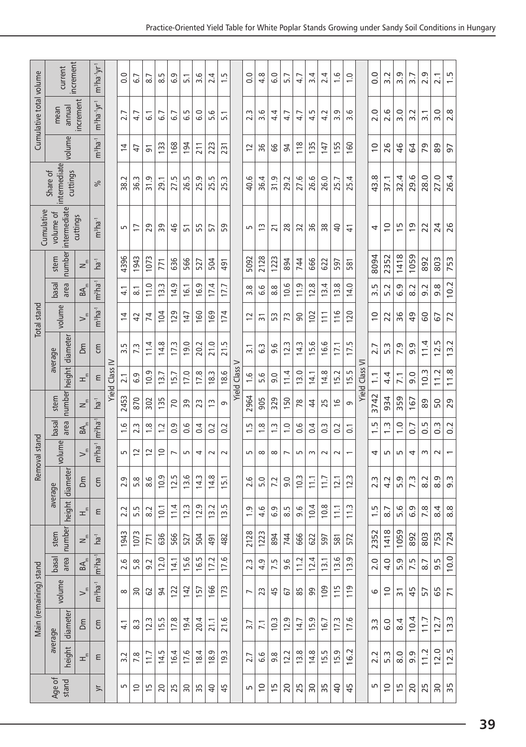| Age of stand | Main (remaining) stand | | | | | Removal stand | | | | | Total stand | | | | | Cumulative volume of intermediate cuttings | Share of intermediate cuttings | Cumulative total volume | | |
|---|---|---|---|---|---|---|---|---|---|---|---|---|---|---|---|---|---|---|---|---|
| | average | | volume | basal area | stem number | average | | volume | basal area | stem number | average | | volume | basal area | stem number | | | volume | mean annual increment | current increment |
| | height | diameter | | | | height | diameter | | | | height | diameter | | | | | | | | |
| | $H_m$ | Dm | $V_m$ | $BA_m$ | $N_m$ | $H_m$ | Dm | $V_m$ | $BA_m$ | $N_m$ | $H_m$ | Dm | $V_m$ | $BA_m$ | $N_m$ | | | | | |
| yr | m | cm | $m^3ha^{-1}$ | $m^2ha^{-1}$ | $ha^{-1}$ | m | cm | $m^3ha^{-1}$ | $m^2ha^{-1}$ | $ha^{-1}$ | m | cm | $m^3ha^{-1}$ | $m^2ha^{-1}$ | $ha^{-1}$ | $m^3ha^{-1}$ | % | $m^3ha^{-1}$ | $m^3ha^{-1}yr^{-1}$ | $m^3ha^{-1}yr^{-1}$ |
| Yield Class IV | | | | | | | | | | | | | | | | | | | | |
| 5 | 3.2 | 4.1 | 8 | 2.6 | 1943 | 2.2 | 2.9 | 5 | 1.6 | 2453 | 2.1 | 3.5 | 14 | 4.1 | 4396 | 5 | 38.2 | 14 | 2.7 | 0.0 |
| 10 | 7.8 | 8.3 | 30 | 5.8 | 1073 | 5.5 | 5.8 | 12 | 2.3 | 870 | 6.9 | 7.3 | 42 | 8.1 | 1943 | 17 | 36.3 | 47 | 4.7 | 6.7 |
| 15 | 11.7 | 12.3 | 62 | 9.2 | 771 | 8.2 | 8.6 | 12 | 1.8 | 302 | 10.9 | 11.4 | 74 | 11.0 | 1073 | 29 | 31.9 | 91 | 6.1 | 8.7 |
| 20 | 14.5 | 15.5 | 94 | 12.0 | 636 | 10.1 | 10.9 | 10 | 1.2 | 135 | 13.7 | 14.8 | 104 | 13.3 | 771 | 39 | 29.1 | 133 | 6.7 | 8.5 |
| 25 | 16.4 | 17.8 | 122 | 14.1 | 566 | 11.4 | 12.5 | 7 | 0.9 | 70 | 15.7 | 17.3 | 129 | 14.9 | 636 | 46 | 27.5 | 168 | 6.7 | 6.9 |
| 30 | 17.6 | 19.4 | 142 | 15.6 | 527 | 12.3 | 13.6 | 5 | 0.6 | 39 | 17.0 | 19.0 | 147 | 16.1 | 566 | 51 | 26.5 | 194 | 6.5 | 5.1 |
| 35 | 18.4 | 20.4 | 157 | 16.5 | 504 | 12.9 | 14.3 | 4 | 0.4 | 23 | 17.8 | 20.2 | 160 | 16.9 | 527 | 55 | 25.9 | 211 | 6.0 | 3.6 |
| 40 | 18.9 | 21.1 | 166 | 17.2 | 491 | 13.2 | 14.8 | 2 | 0.2 | 13 | 18.3 | 21.0 | 169 | 17.4 | 504 | 57 | 25.5 | 223 | 5.6 | 2.4 |
| 45 | 19.3 | 21.6 | 173 | 17.6 | 482 | 13.5 | 15.1 | 2 | 0.2 | 9 | 18.6 | 21.5 | 174 | 17.7 | 491 | 59 | 25.3 | 231 | 5.1 | 1.5 |
| Yield Class V | | | | | | | | | | | | | | | | | | | | |
| 5 | 2.7 | 3.7 | 7 | 2.3 | 2128 | 1.9 | 2.6 | 5 | 1.5 | 2964 | 1.6 | 3.1 | 12 | 3.8 | 5092 | 5 | 40.6 | 12 | 2.3 | 0.0 |
| 10 | 6.6 | 7.1 | 23 | 4.9 | 1223 | 4.6 | 5.0 | 8 | 1.8 | 905 | 5.6 | 6.3 | 31 | 6.6 | 2128 | 13 | 36.4 | 36 | 3.6 | 4.8 |
| 15 | 9.8 | 10.3 | 45 | 7.5 | 894 | 6.9 | 7.2 | 8 | 1.3 | 329 | 9.0 | 9.6 | 53 | 8.8 | 1223 | 21 | 31.9 | 66 | 4.4 | 6.0 |
| 20 | 12.2 | 12.9 | 67 | 9.6 | 744 | 8.5 | 9.0 | 7 | 1.0 | 150 | 11.4 | 12.3 | 73 | 10.6 | 894 | 28 | 29.2 | 94 | 4.7 | 5.7 |
| 25 | 13.8 | 14.7 | 85 | 11.2 | 666 | 9.6 | 10.3 | 5 | 0.6 | 78 | 13.0 | 14.3 | 90 | 11.9 | 744 | 32 | 27.6 | 118 | 4.7 | 4.7 |
| 30 | 14.8 | 15.9 | 99 | 12.4 | 622 | 10.4 | 11.1 | 3 | 0.4 | 44 | 14.1 | 15.6 | 102 | 12.8 | 666 | 36 | 26.6 | 135 | 4.5 | 3.4 |
| 35 | 15.5 | 16.7 | 109 | 13.1 | 597 | 10.8 | 11.7 | 2 | 0.3 | 25 | 14.8 | 16.6 | 111 | 13.4 | 622 | 38 | 26.0 | 147 | 4.2 | 2.4 |
| 40 | 15.9 | 17.3 | 115 | 13.6 | 581 | 11.1 | 12.1 | 2 | 0.2 | 16 | 15.2 | 17.1 | 116 | 13.8 | 597 | 40 | 25.7 | 155 | 3.9 | 1.6 |
| 45 | 16.2 | 17.6 | 119 | 13.9 | 572 | 11.3 | 12.3 | 1 | 0.1 | 9 | 15.5 | 17.5 | 120 | 14.0 | 581 | 41 | 25.4 | 160 | 3.6 | 1.0 |
| Yield Class VI | | | | | | | | | | | | | | | | | | | | |
| 5 | 2.2 | 3.3 | 6 | 2.0 | 2352 | 1.5 | 2.3 | 4 | 1.5 | 3742 | 1.1 | 2.7 | 10 | 3.5 | 8094 | 4 | 43.8 | 10 | 2.0 | 0.0 |
| 10 | 5.3 | 6.0 | 10 | 4.0 | 1418 | 8.7 | 4.2 | 5 | 1.3 | 934 | 4.4 | 5.3 | 22 | 5.2 | 2352 | 10 | 37.1 | 26 | 2.6 | 3.2 |
| 15 | 8.0 | 8.4 | 31 | 5.9 | 1059 | 5.6 | 5.9 | 5 | 1.0 | 359 | 7.1 | 7.9 | 36 | 6.9 | 1418 | 15 | 32.4 | 46 | 3.0 | 3.9 |
| 20 | 9.9 | 10.4 | 45 | 7.5 | 892 | 6.9 | 7.3 | 4 | 0.7 | 167 | 9.0 | 9.9 | 49 | 8.2 | 1059 | 19 | 29.6 | 64 | 3.2 | 3.7 |
| 25 | 11.2 | 11.7 | 57 | 8.7 | 803 | 7.8 | 8.2 | 3 | 0.5 | 89 | 10.3 | 11.4 | 60 | 9.2 | 892 | 22 | 28.0 | 79 | 3.1 | 2.9 |
| 30 | 12.0 | 12.7 | 65 | 9.5 | 753 | 8.4 | 8.9 | 2 | 0.3 | 50 | 11.2 | 12.5 | 67 | 9.8 | 803 | 24 | 27.0 | 89 | 3.0 | 2.1 |
| 35 | 12.5 | 13.3 | 71 | 10.0 | 724 | 8.8 | 9.3 | 1 | 0.2 | 29 | 11.8 | 13.2 | 72 | 10.2 | 753 | 26 | 26.4 | 97 | 2.8 | 1.5 |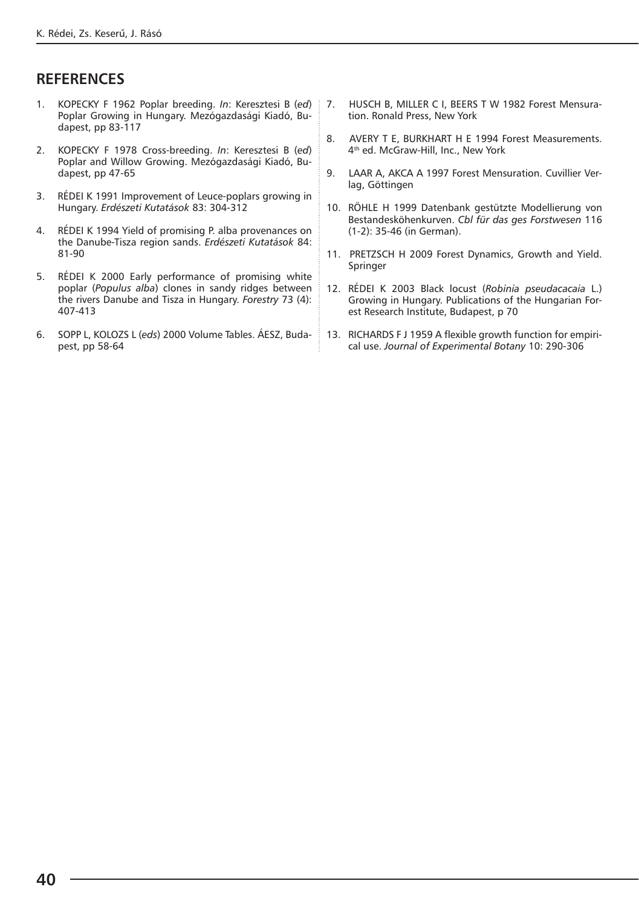## REFERENCES

1. KOPECKY F 1962 Poplar breeding. *In*: Keresztesi B (*ed*) Poplar Growing in Hungary. Mezógazdasági Kiadó, Budapest, pp 83-117
2. KOPECKY F 1978 Cross-breeding. *In*: Keresztesi B (*ed*) Poplar and Willow Growing. Mezógazdasági Kiadó, Budapest, pp 47-65
3. RÉDEI K 1991 Improvement of Leuce-poplars growing in Hungary. *Erdészeti Kutatások* 83: 304-312
4. RÉDEI K 1994 Yield of promising P. alba provenances on the Danube-Tisza region sands. *Erdészeti Kutatások* 84: 81-90
5. RÉDEI K 2000 Early performance of promising white poplar (*Populus alba*) clones in sandy ridges between the rivers Danube and Tisza in Hungary. *Forestry* 73 (4): 407-413
6. SOPP L, KOLOZS L (*eds*) 2000 Volume Tables. ÁESZ, Budapest, pp 58-64
7. HUSCH B, MILLER C I, BEERS T W 1982 Forest Mensuration. Ronald Press, New York
8. AVERY T E, BURKHART H E 1994 Forest Measurements. 4th ed. McGraw-Hill, Inc., New York
9. LAAR A, AKCA A 1997 Forest Mensuration. Cuvillier Verlag, Göttingen
10. RÖHLE H 1999 Datenbank gestützte Modellierung von Bestandesköhenkurven. *Cbl für das ges Forstwesen* 116 (1-2): 35-46 (in German).
11. PRETZSCH H 2009 Forest Dynamics, Growth and Yield. Springer
12. RÉDEI K 2003 Black locust (*Robinia pseudacacaia* L.) Growing in Hungary. Publications of the Hungarian Forest Research Institute, Budapest, p 70
13. RICHARDS F J 1959 A flexible growth function for empirical use. *Journal of Experimental Botany* 10: 290-306